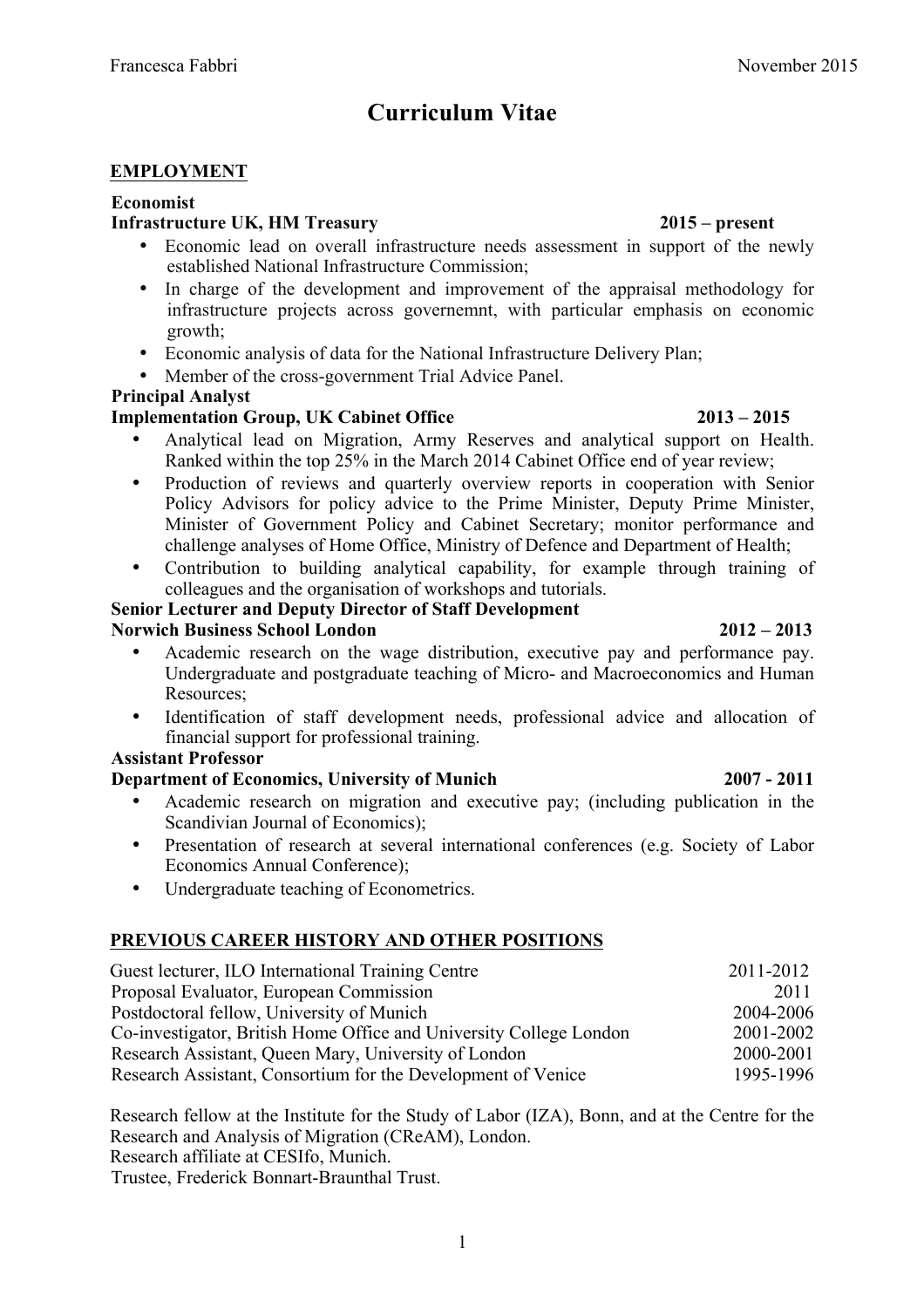# Curriculum Vitae

## EMPLOYMENT

**Economist**
**Infrastructure UK, HM Treasury** **2015 – present**

- Economic lead on overall infrastructure needs assessment in support of the newly established National Infrastructure Commission;
- In charge of the development and improvement of the appraisal methodology for infrastructure projects across governemnt, with particular emphasis on economic growth;
- Economic analysis of data for the National Infrastructure Delivery Plan;
- Member of the cross-government Trial Advice Panel.

**Principal Analyst**
**Implementation Group, UK Cabinet Office** **2013 – 2015**

- Analytical lead on Migration, Army Reserves and analytical support on Health. Ranked within the top 25% in the March 2014 Cabinet Office end of year review;
- Production of reviews and quarterly overview reports in cooperation with Senior Policy Advisors for policy advice to the Prime Minister, Deputy Prime Minister, Minister of Government Policy and Cabinet Secretary; monitor performance and challenge analyses of Home Office, Ministry of Defence and Department of Health;
- Contribution to building analytical capability, for example through training of colleagues and the organisation of workshops and tutorials.

**Senior Lecturer and Deputy Director of Staff Development**
**Norwich Business School London** **2012 – 2013**

- Academic research on the wage distribution, executive pay and performance pay. Undergraduate and postgraduate teaching of Micro- and Macroeconomics and Human Resources;
- Identification of staff development needs, professional advice and allocation of financial support for professional training.

**Assistant Professor**
**Department of Economics, University of Munich** **2007 - 2011**

- Academic research on migration and executive pay; (including publication in the Scandivian Journal of Economics);
- Presentation of research at several international conferences (e.g. Society of Labor Economics Annual Conference);
- Undergraduate teaching of Econometrics.

## PREVIOUS CAREER HISTORY AND OTHER POSITIONS

| | |
|---|---|
| Guest lecturer, ILO International Training Centre | 2011-2012 |
| Proposal Evaluator, European Commission | 2011 |
| Postdoctoral fellow, University of Munich | 2004-2006 |
| Co-investigator, British Home Office and University College London | 2001-2002 |
| Research Assistant, Queen Mary, University of London | 2000-2001 |
| Research Assistant, Consortium for the Development of Venice | 1995-1996 |

Research fellow at the Institute for the Study of Labor (IZA), Bonn, and at the Centre for the Research and Analysis of Migration (CReAM), London.
Research affiliate at CESIfo, Munich.
Trustee, Frederick Bonnart-Braunthal Trust.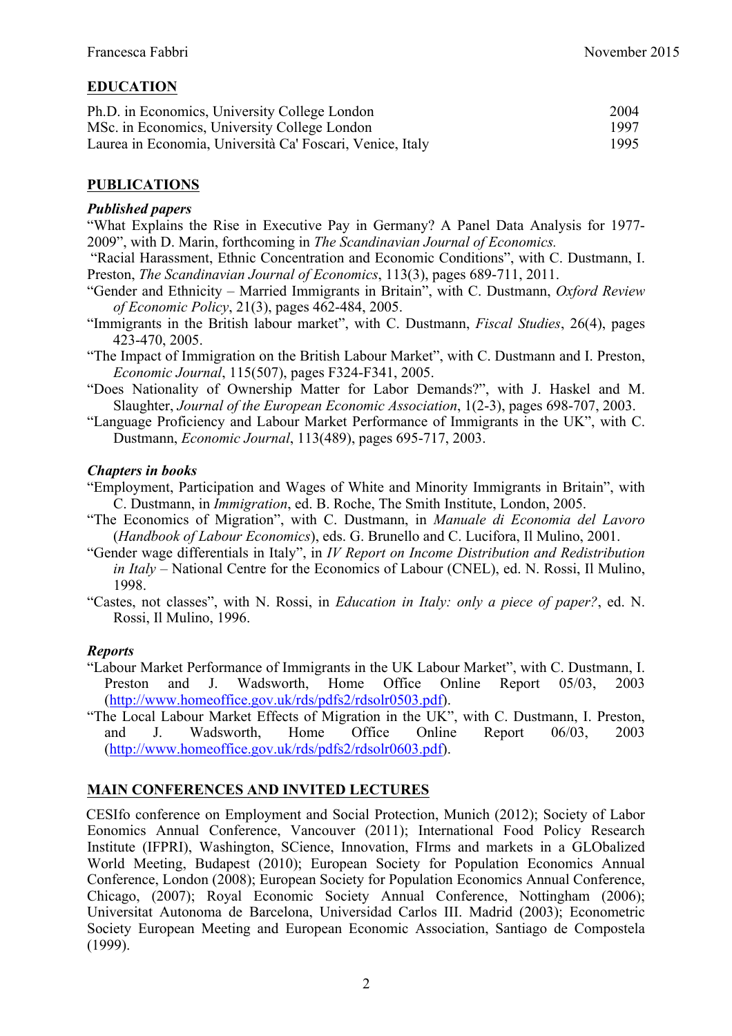## EDUCATION

| | |
|---|---|
| Ph.D. in Economics, University College London | 2004 |
| MSc. in Economics, University College London | 1997 |
| Laurea in Economia, Università Ca' Foscari, Venice, Italy | 1995 |

## PUBLICATIONS

### *Published papers*

"What Explains the Rise in Executive Pay in Germany? A Panel Data Analysis for 1977-2009", with D. Marin, forthcoming in *The Scandinavian Journal of Economics.*

"Racial Harassment, Ethnic Concentration and Economic Conditions", with C. Dustmann, I. Preston, *The Scandinavian Journal of Economics*, 113(3), pages 689-711, 2011.

"Gender and Ethnicity – Married Immigrants in Britain", with C. Dustmann, *Oxford Review of Economic Policy*, 21(3), pages 462-484, 2005.

"Immigrants in the British labour market", with C. Dustmann, *Fiscal Studies*, 26(4), pages 423-470, 2005.

"The Impact of Immigration on the British Labour Market", with C. Dustmann and I. Preston, *Economic Journal*, 115(507), pages F324-F341, 2005.

"Does Nationality of Ownership Matter for Labor Demands?", with J. Haskel and M. Slaughter, *Journal of the European Economic Association*, 1(2-3), pages 698-707, 2003.

"Language Proficiency and Labour Market Performance of Immigrants in the UK", with C. Dustmann, *Economic Journal*, 113(489), pages 695-717, 2003.

### *Chapters in books*

"Employment, Participation and Wages of White and Minority Immigrants in Britain", with C. Dustmann, in *Immigration*, ed. B. Roche, The Smith Institute, London, 2005.

"The Economics of Migration", with C. Dustmann, in *Manuale di Economia del Lavoro* (*Handbook of Labour Economics*), eds. G. Brunello and C. Lucifora, Il Mulino, 2001.

"Gender wage differentials in Italy", in *IV Report on Income Distribution and Redistribution in Italy* – National Centre for the Economics of Labour (CNEL), ed. N. Rossi, Il Mulino, 1998.

"Castes, not classes", with N. Rossi, in *Education in Italy: only a piece of paper?*, ed. N. Rossi, Il Mulino, 1996.

### *Reports*

"Labour Market Performance of Immigrants in the UK Labour Market", with C. Dustmann, I. Preston and J. Wadsworth, Home Office Online Report 05/03, 2003 (http://www.homeoffice.gov.uk/rds/pdfs2/rdsolr0503.pdf).

"The Local Labour Market Effects of Migration in the UK", with C. Dustmann, I. Preston, and J. Wadsworth, Home Office Online Report 06/03, 2003 (http://www.homeoffice.gov.uk/rds/pdfs2/rdsolr0603.pdf).

## MAIN CONFERENCES AND INVITED LECTURES

CESIfo conference on Employment and Social Protection, Munich (2012); Society of Labor Eonomics Annual Conference, Vancouver (2011); International Food Policy Research Institute (IFPRI), Washington, SCience, Innovation, FIrms and markets in a GLObalized World Meeting, Budapest (2010); European Society for Population Economics Annual Conference, London (2008); European Society for Population Economics Annual Conference, Chicago, (2007); Royal Economic Society Annual Conference, Nottingham (2006); Universitat Autonoma de Barcelona, Universidad Carlos III. Madrid (2003); Econometric Society European Meeting and European Economic Association, Santiago de Compostela (1999).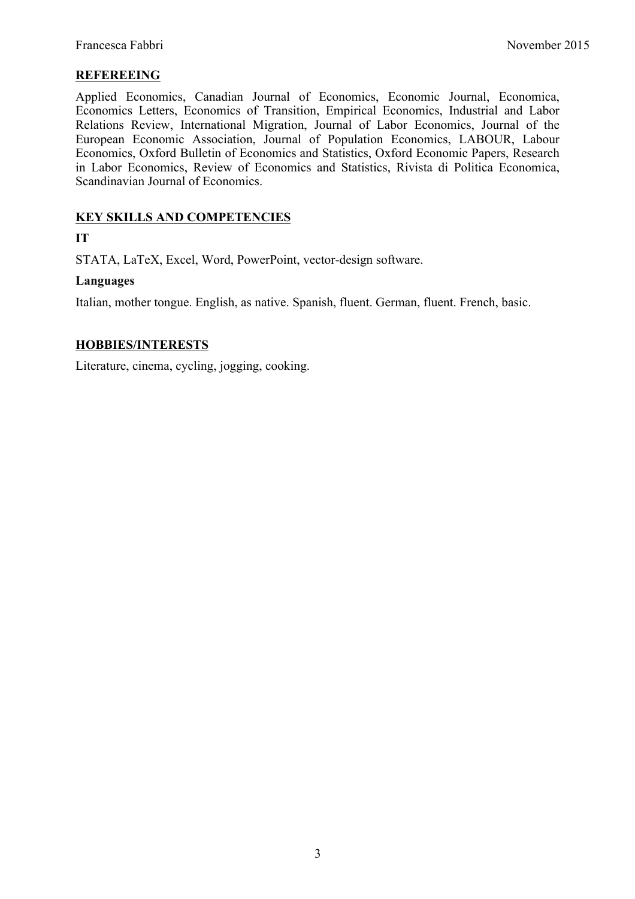## REFEREEING

Applied Economics, Canadian Journal of Economics, Economic Journal, Economica, Economics Letters, Economics of Transition, Empirical Economics, Industrial and Labor Relations Review, International Migration, Journal of Labor Economics, Journal of the European Economic Association, Journal of Population Economics, LABOUR, Labour Economics, Oxford Bulletin of Economics and Statistics, Oxford Economic Papers, Research in Labor Economics, Review of Economics and Statistics, Rivista di Politica Economica, Scandinavian Journal of Economics.

## KEY SKILLS AND COMPETENCIES

### IT

STATA, LaTeX, Excel, Word, PowerPoint, vector-design software.

### Languages

Italian, mother tongue. English, as native. Spanish, fluent. German, fluent. French, basic.

## HOBBIES/INTERESTS

Literature, cinema, cycling, jogging, cooking.